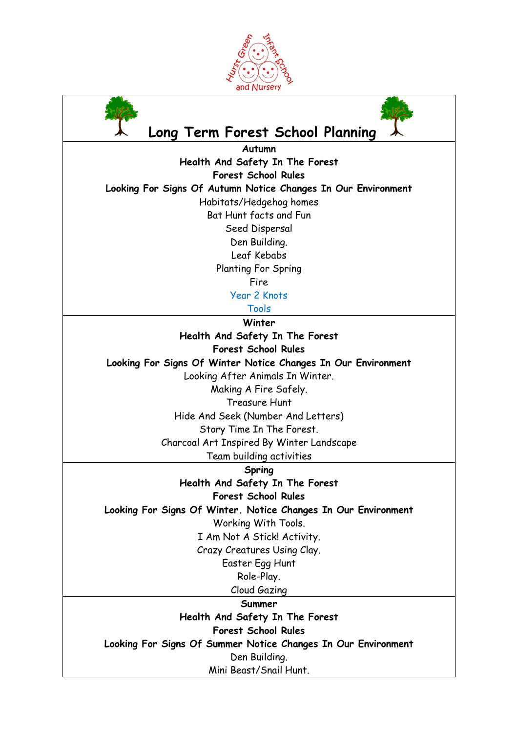# Long Term Forest School Planning

**Autumn**

**Health And Safety In The Forest**

**Forest School Rules**

**Looking For Signs Of Autumn Notice Changes In Our Environment**

Habitats/Hedgehog homes

Bat Hunt facts and Fun

Seed Dispersal

Den Building.

Leaf Kebabs

Planting For Spring

Fire

Year 2 Knots

Tools

**Winter**

**Health And Safety In The Forest**

**Forest School Rules**

**Looking For Signs Of Winter Notice Changes In Our Environment**

Looking After Animals In Winter.

Making A Fire Safely.

Treasure Hunt

Hide And Seek (Number And Letters)

Story Time In The Forest.

Charcoal Art Inspired By Winter Landscape

Team building activities

**Spring**

**Health And Safety In The Forest**

**Forest School Rules**

**Looking For Signs Of Winter. Notice Changes In Our Environment**

Working With Tools.

I Am Not A Stick! Activity.

Crazy Creatures Using Clay.

Easter Egg Hunt

Role-Play.

Cloud Gazing

**Summer**

**Health And Safety In The Forest**

**Forest School Rules**

**Looking For Signs Of Summer Notice Changes In Our Environment**

Den Building.

Mini Beast/Snail Hunt.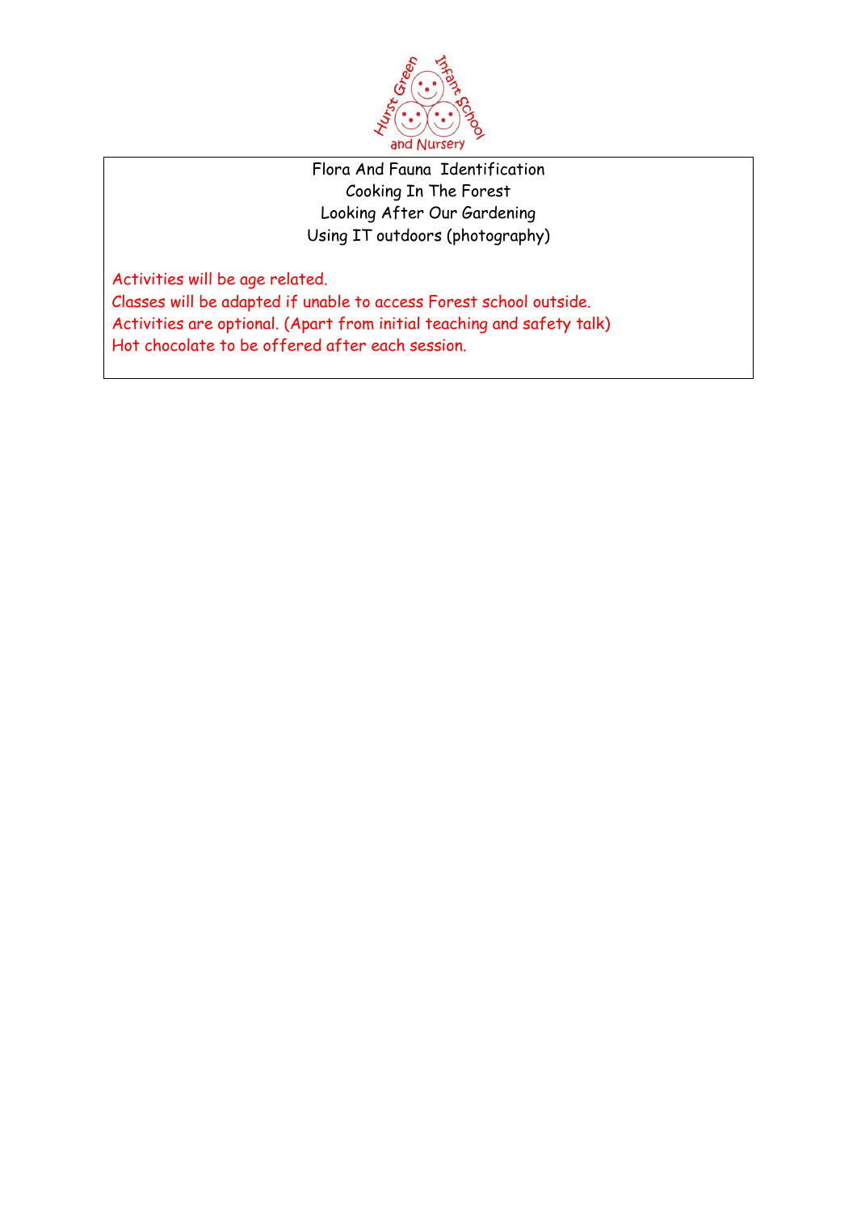Hurst Green Infant School and Nursery

Flora And Fauna Identification
Cooking In The Forest
Looking After Our Gardening
Using IT outdoors (photography)

Activities will be age related.
Classes will be adapted if unable to access Forest school outside.
Activities are optional. (Apart from initial teaching and safety talk)
Hot chocolate to be offered after each session.